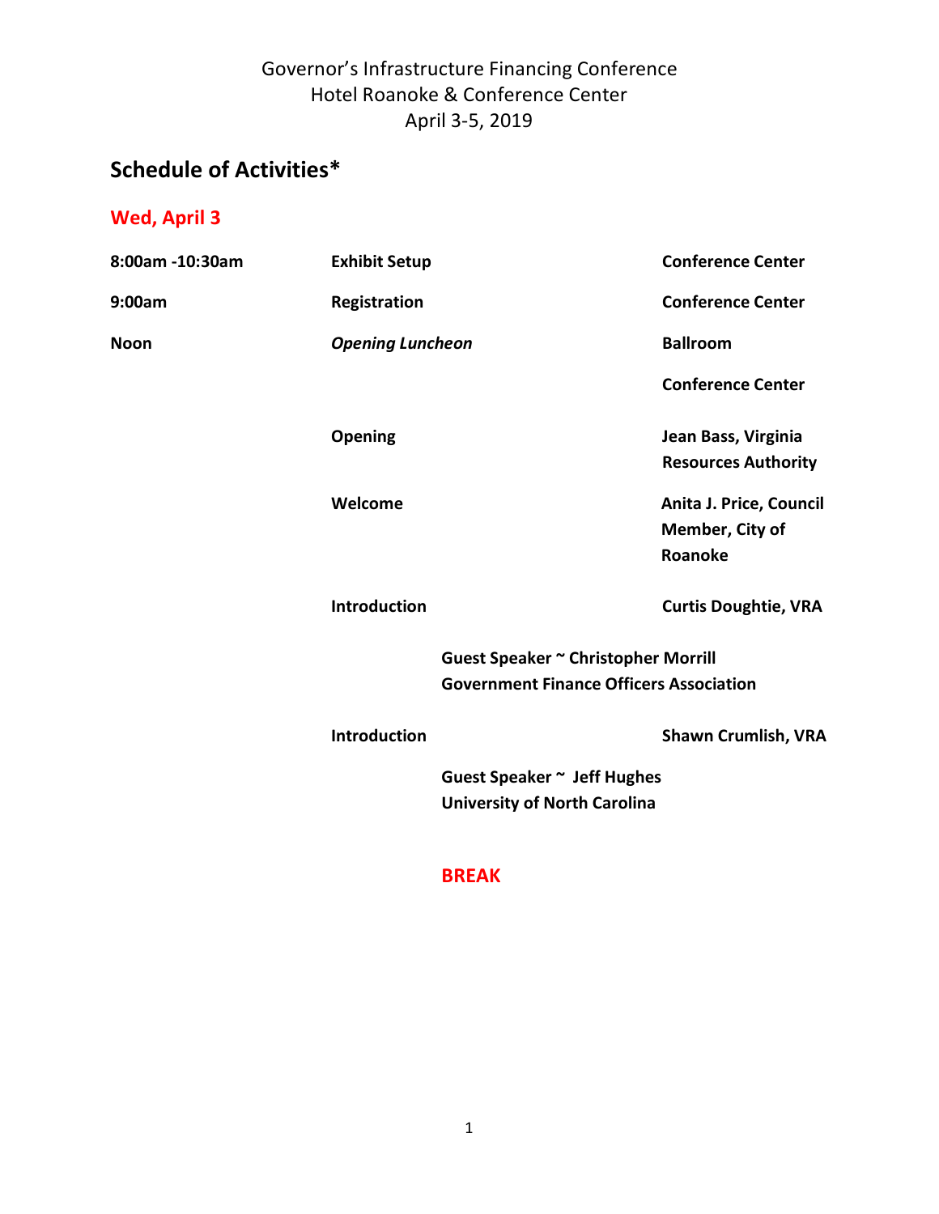Governor's Infrastructure Financing Conference
Hotel Roanoke & Conference Center
April 3-5, 2019

## Schedule of Activities*

### Wed, April 3

| | | |
|---|---|---|
| **8:00am -10:30am** | **Exhibit Setup** | **Conference Center** |
| **9:00am** | **Registration** | **Conference Center** |
| **Noon** | ***Opening Luncheon*** | **Ballroom** |
| | | **Conference Center** |
| | **Opening** | **Jean Bass, Virginia Resources Authority** |
| | **Welcome** | **Anita J. Price, Council Member, City of Roanoke** |
| | **Introduction** | **Curtis Doughtie, VRA** |

**Guest Speaker ~ Christopher Morrill**
**Government Finance Officers Association**

| | | |
|---|---|---|
| | **Introduction** | **Shawn Crumlish, VRA** |

**Guest Speaker ~ Jeff Hughes**
**University of North Carolina**

**BREAK**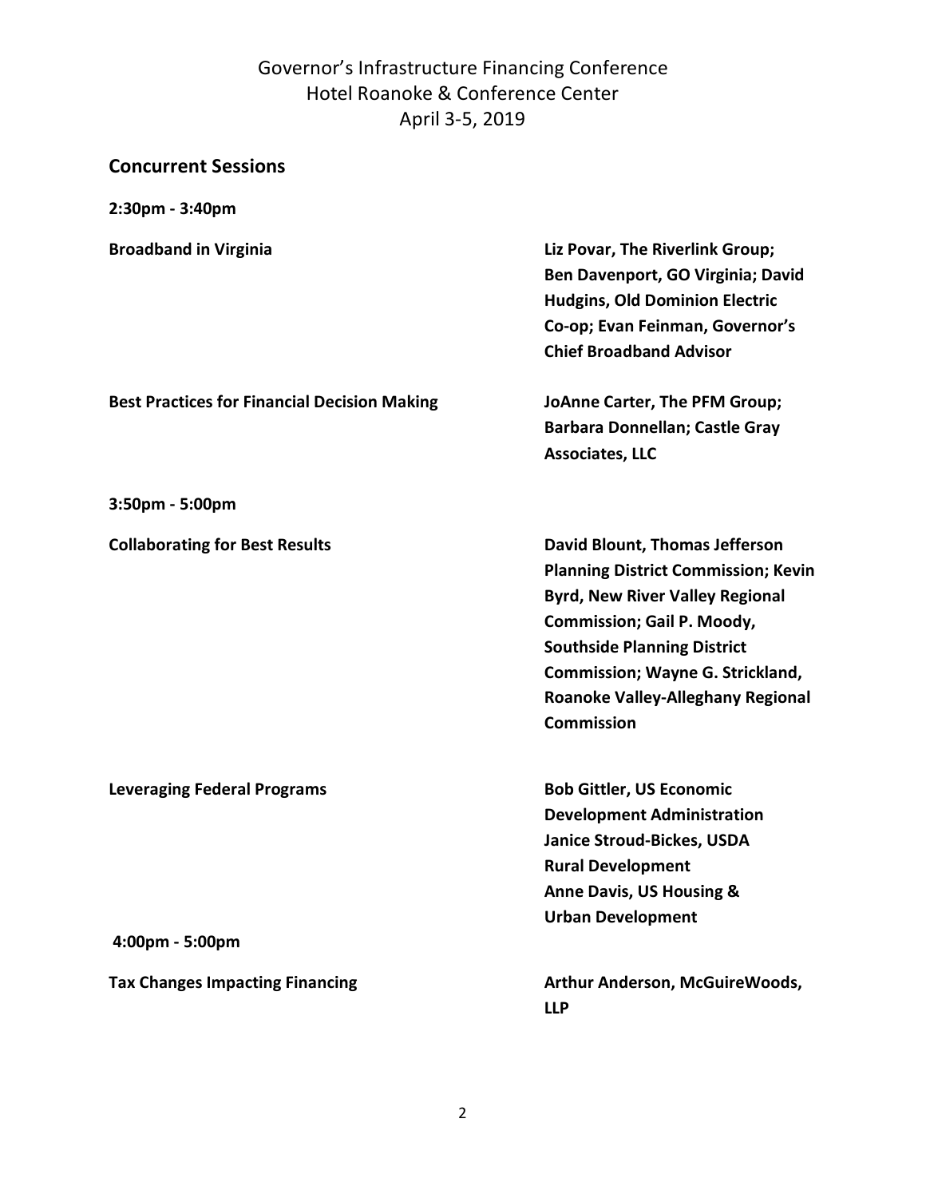Governor's Infrastructure Financing Conference
Hotel Roanoke & Conference Center
April 3-5, 2019

## Concurrent Sessions

**2:30pm - 3:40pm**

| Session | Speakers |
| --- | --- |
| **Broadband in Virginia** | **Liz Povar, The Riverlink Group; Ben Davenport, GO Virginia; David Hudgins, Old Dominion Electric Co-op; Evan Feinman, Governor's Chief Broadband Advisor** |
| **Best Practices for Financial Decision Making** | **JoAnne Carter, The PFM Group; Barbara Donnellan; Castle Gray Associates, LLC** |

**3:50pm - 5:00pm**

| Session | Speakers |
| --- | --- |
| **Collaborating for Best Results** | **David Blount, Thomas Jefferson Planning District Commission; Kevin Byrd, New River Valley Regional Commission; Gail P. Moody, Southside Planning District Commission; Wayne G. Strickland, Roanoke Valley-Alleghany Regional Commission** |
| **Leveraging Federal Programs** | **Bob Gittler, US Economic Development Administration Janice Stroud-Bickes, USDA Rural Development Anne Davis, US Housing & Urban Development** |

**4:00pm - 5:00pm**

| Session | Speakers |
| --- | --- |
| **Tax Changes Impacting Financing** | **Arthur Anderson, McGuireWoods, LLP** |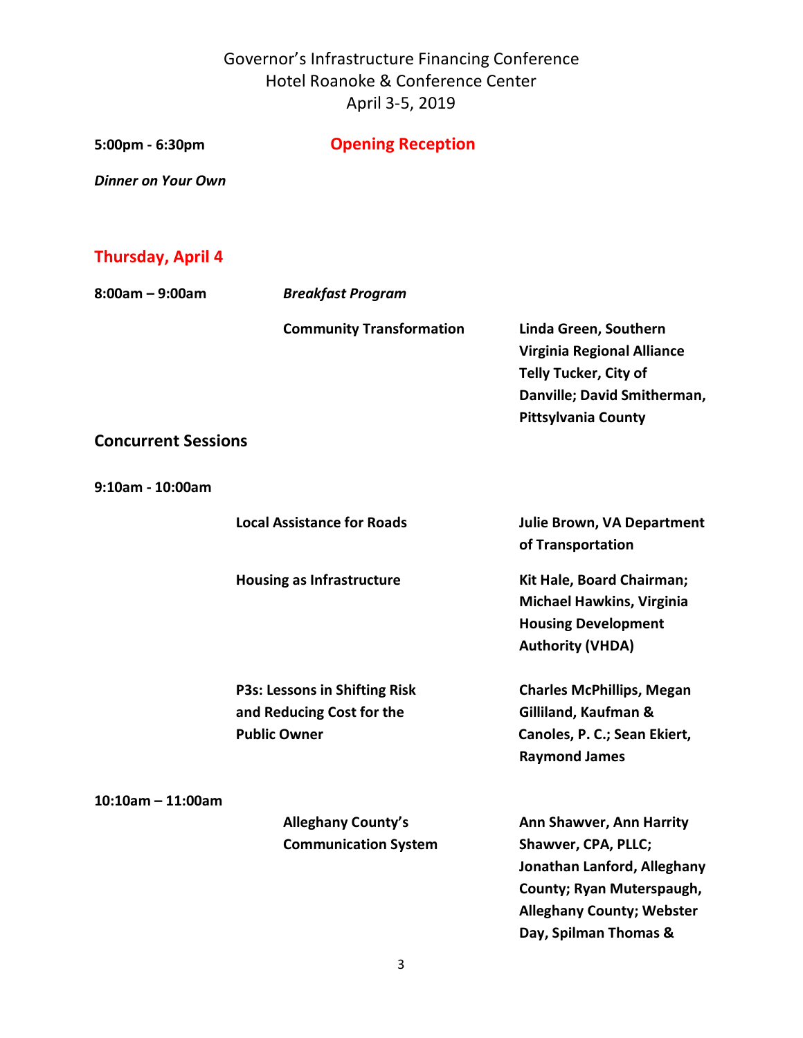Governor's Infrastructure Financing Conference
Hotel Roanoke & Conference Center
April 3-5, 2019

**5:00pm - 6:30pm** **Opening Reception**

***Dinner on Your Own***

## Thursday, April 4

**8:00am – 9:00am** ***Breakfast Program***

**Community Transformation** — **Linda Green, Southern Virginia Regional Alliance Telly Tucker, City of Danville; David Smitherman, Pittsylvania County**

## Concurrent Sessions

**9:10am - 10:00am**

**Local Assistance for Roads** — **Julie Brown, VA Department of Transportation**

**Housing as Infrastructure** — **Kit Hale, Board Chairman; Michael Hawkins, Virginia Housing Development Authority (VHDA)**

**P3s: Lessons in Shifting Risk and Reducing Cost for the Public Owner** — **Charles McPhillips, Megan Gilliland, Kaufman & Canoles, P. C.; Sean Ekiert, Raymond James**

**10:10am – 11:00am**

**Alleghany County's Communication System** — **Ann Shawver, Ann Harrity Shawver, CPA, PLLC; Jonathan Lanford, Alleghany County; Ryan Muterspaugh, Alleghany County; Webster Day, Spilman Thomas &**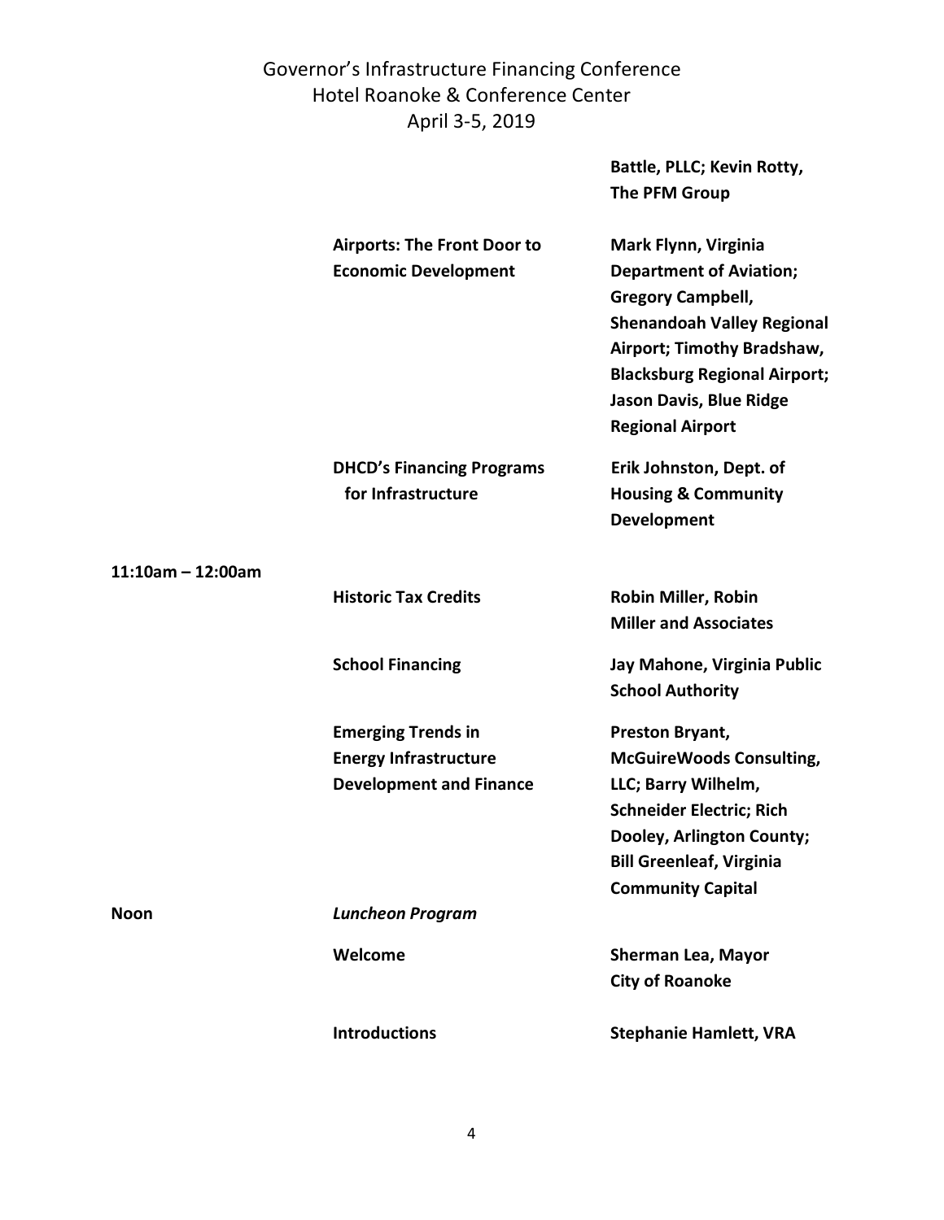| | | |
|---|---|---|
| | | **Battle, PLLC; Kevin Rotty, The PFM Group** |
| | **Airports: The Front Door to Economic Development** | **Mark Flynn, Virginia Department of Aviation; Gregory Campbell, Shenandoah Valley Regional Airport; Timothy Bradshaw, Blacksburg Regional Airport; Jason Davis, Blue Ridge Regional Airport** |
| | **DHCD's Financing Programs for Infrastructure** | **Erik Johnston, Dept. of Housing & Community Development** |
| **11:10am – 12:00am** | | |
| | **Historic Tax Credits** | **Robin Miller, Robin Miller and Associates** |
| | **School Financing** | **Jay Mahone, Virginia Public School Authority** |
| | **Emerging Trends in Energy Infrastructure Development and Finance** | **Preston Bryant, McGuireWoods Consulting, LLC; Barry Wilhelm, Schneider Electric; Rich Dooley, Arlington County; Bill Greenleaf, Virginia Community Capital** |
| **Noon** | ***Luncheon Program*** | |
| | **Welcome** | **Sherman Lea, Mayor City of Roanoke** |
| | **Introductions** | **Stephanie Hamlett, VRA** |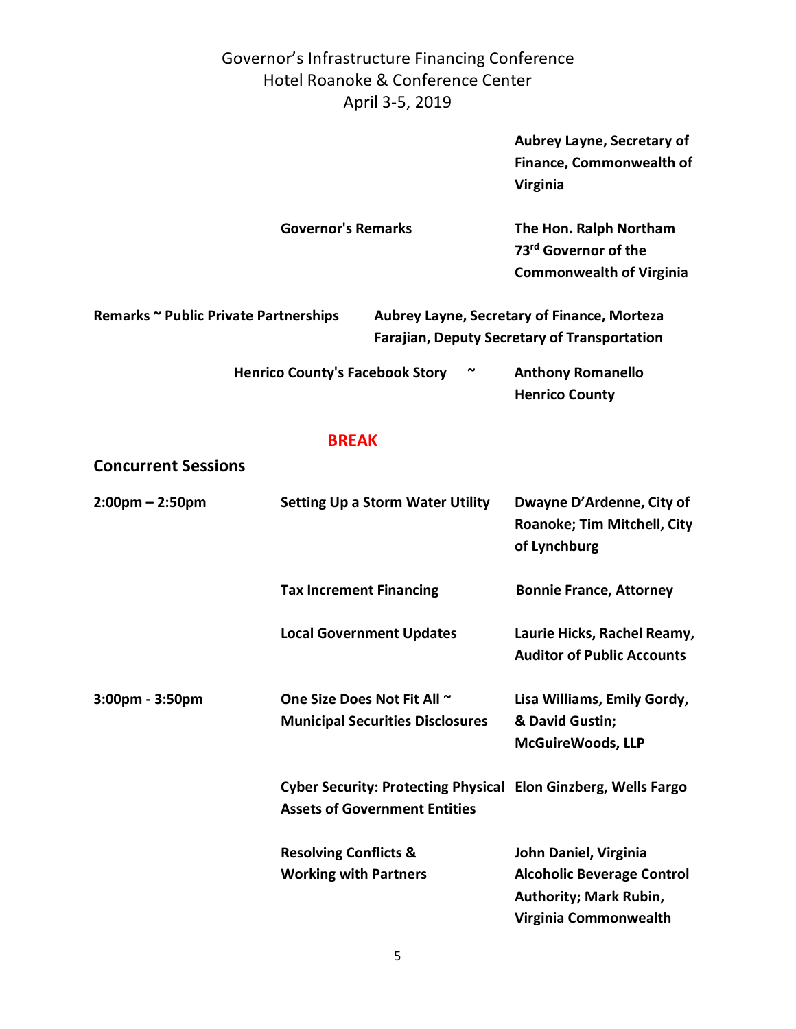Governor's Infrastructure Financing Conference
Hotel Roanoke & Conference Center
April 3-5, 2019

| | | |
|---|---|---|
| | | **Aubrey Layne, Secretary of Finance, Commonwealth of Virginia** |
| | **Governor's Remarks** | **The Hon. Ralph Northam 73rd Governor of the Commonwealth of Virginia** |
| **Remarks ~ Public Private Partnerships** | | **Aubrey Layne, Secretary of Finance, Morteza Farajian, Deputy Secretary of Transportation** |
| | **Henrico County's Facebook Story ~** | **Anthony Romanello Henrico County** |

**BREAK**

## Concurrent Sessions

| | | |
|---|---|---|
| **2:00pm – 2:50pm** | **Setting Up a Storm Water Utility** | **Dwayne D'Ardenne, City of Roanoke; Tim Mitchell, City of Lynchburg** |
| | **Tax Increment Financing** | **Bonnie France, Attorney** |
| | **Local Government Updates** | **Laurie Hicks, Rachel Reamy, Auditor of Public Accounts** |
| **3:00pm - 3:50pm** | **One Size Does Not Fit All ~ Municipal Securities Disclosures** | **Lisa Williams, Emily Gordy, & David Gustin; McGuireWoods, LLP** |
| | **Cyber Security: Protecting Physical Assets of Government Entities** | **Elon Ginzberg, Wells Fargo** |
| | **Resolving Conflicts & Working with Partners** | **John Daniel, Virginia Alcoholic Beverage Control Authority; Mark Rubin, Virginia Commonwealth** |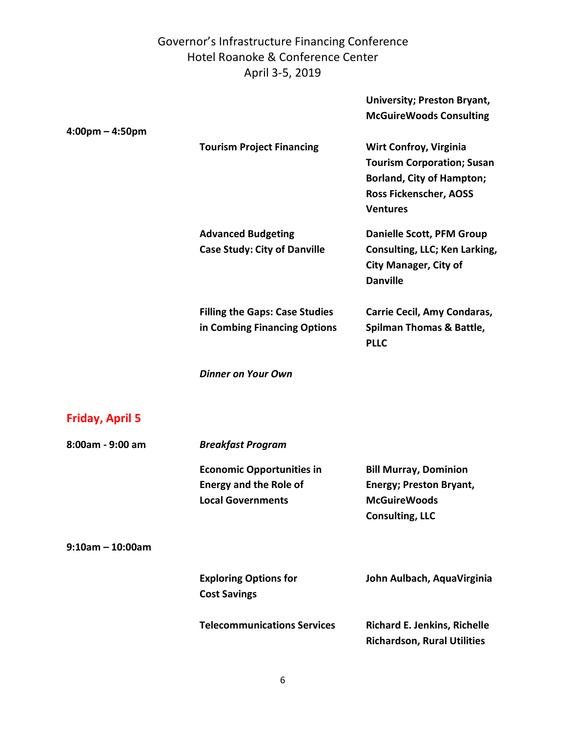Governor's Infrastructure Financing Conference
Hotel Roanoke & Conference Center
April 3-5, 2019

| | | |
|---|---|---|
| | | **University; Preston Bryant, McGuireWoods Consulting** |
| **4:00pm – 4:50pm** | **Tourism Project Financing** | **Wirt Confroy, Virginia Tourism Corporation; Susan Borland, City of Hampton; Ross Fickenscher, AOSS Ventures** |
| | **Advanced Budgeting Case Study: City of Danville** | **Danielle Scott, PFM Group Consulting, LLC; Ken Larking, City Manager, City of Danville** |
| | **Filling the Gaps: Case Studies in Combing Financing Options** | **Carrie Cecil, Amy Condaras, Spilman Thomas & Battle, PLLC** |
| | ***Dinner on Your Own*** | |

## Friday, April 5

| | | |
|---|---|---|
| **8:00am - 9:00 am** | ***Breakfast Program*** | |
| | **Economic Opportunities in Energy and the Role of Local Governments** | **Bill Murray, Dominion Energy; Preston Bryant, McGuireWoods Consulting, LLC** |
| **9:10am – 10:00am** | | |
| | **Exploring Options for Cost Savings** | **John Aulbach, AquaVirginia** |
| | **Telecommunications Services** | **Richard E. Jenkins, Richelle Richardson, Rural Utilities** |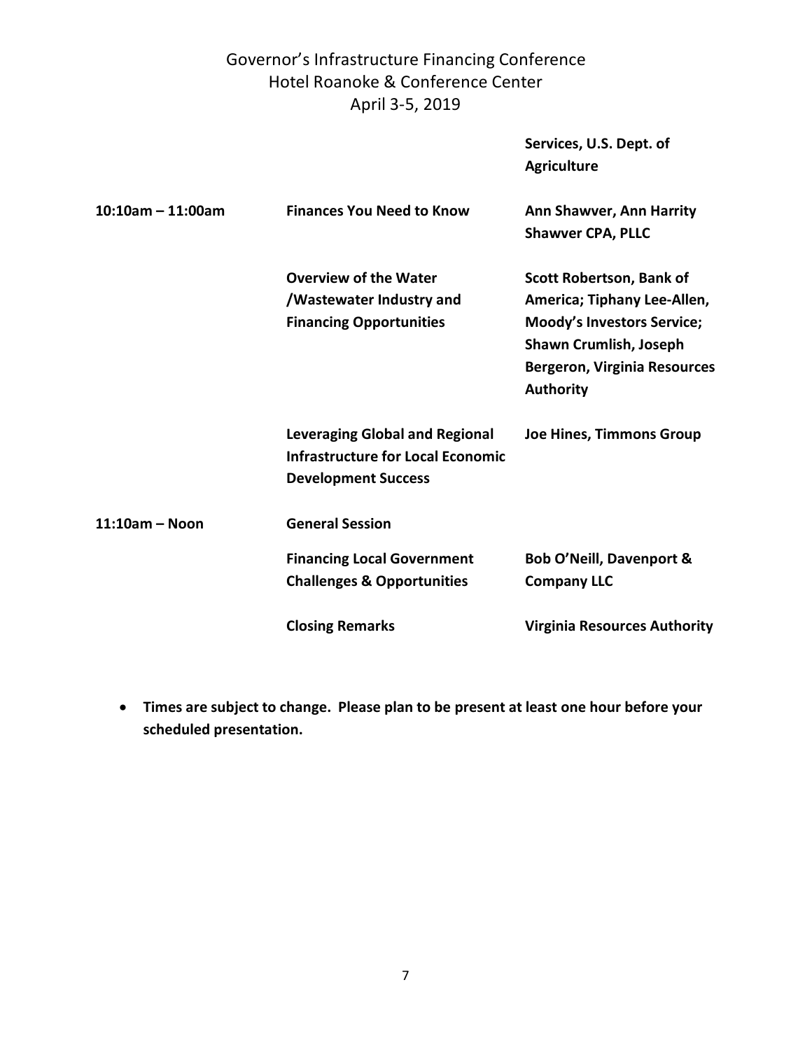| | | |
|---|---|---|
| | | **Services, U.S. Dept. of Agriculture** |
| **10:10am – 11:00am** | **Finances You Need to Know** | **Ann Shawver, Ann Harrity Shawver CPA, PLLC** |
| | **Overview of the Water /Wastewater Industry and Financing Opportunities** | **Scott Robertson, Bank of America; Tiphany Lee-Allen, Moody's Investors Service; Shawn Crumlish, Joseph Bergeron, Virginia Resources Authority** |
| | **Leveraging Global and Regional Infrastructure for Local Economic Development Success** | **Joe Hines, Timmons Group** |
| **11:10am – Noon** | **General Session** | |
| | **Financing Local Government Challenges & Opportunities** | **Bob O'Neill, Davenport & Company LLC** |
| | **Closing Remarks** | **Virginia Resources Authority** |

- **Times are subject to change. Please plan to be present at least one hour before your scheduled presentation.**